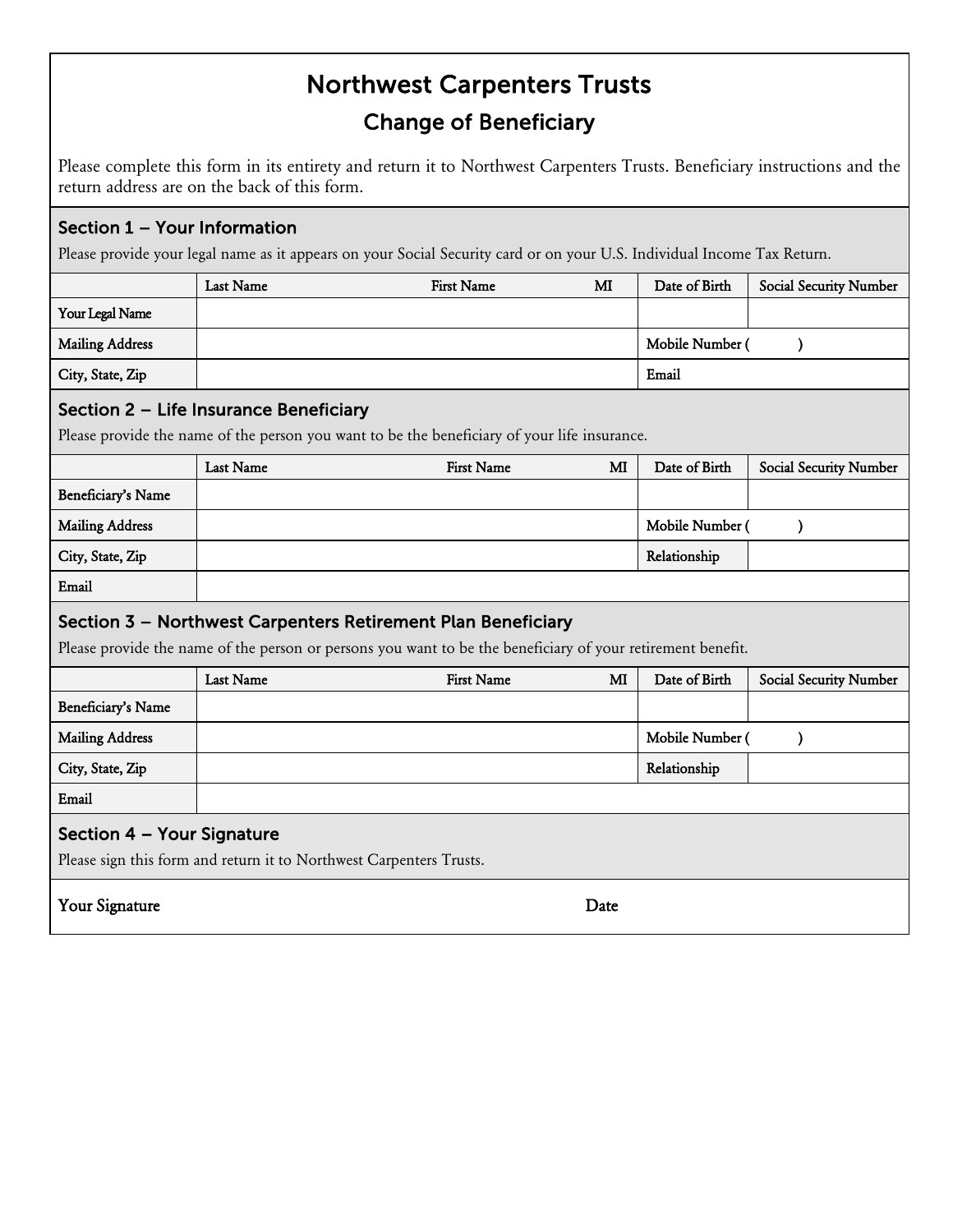# Northwest Carpenters Trusts

## Change of Beneficiary

Please complete this form in its entirety and return it to Northwest Carpenters Trusts. Beneficiary instructions and the return address are on the back of this form.

### Section 1 – Your Information

Please provide your legal name as it appears on your Social Security card or on your U.S. Individual Income Tax Return.

| | Last Name | First Name | MI | Date of Birth | Social Security Number |
|---|---|---|---|---|---|
| Your Legal Name | | | | | |
| Mailing Address | | | | Mobile Number ( ) | |
| City, State, Zip | | | | Email | |

### Section 2 – Life Insurance Beneficiary

Please provide the name of the person you want to be the beneficiary of your life insurance.

| | Last Name | First Name | MI | Date of Birth | Social Security Number |
|---|---|---|---|---|---|
| Beneficiary's Name | | | | | |
| Mailing Address | | | | Mobile Number ( ) | |
| City, State, Zip | | | | Relationship | |
| Email | | | | | |

### Section 3 – Northwest Carpenters Retirement Plan Beneficiary

Please provide the name of the person or persons you want to be the beneficiary of your retirement benefit.

| | Last Name | First Name | MI | Date of Birth | Social Security Number |
|---|---|---|---|---|---|
| Beneficiary's Name | | | | | |
| Mailing Address | | | | Mobile Number ( ) | |
| City, State, Zip | | | | Relationship | |
| Email | | | | | |

### Section 4 – Your Signature

Please sign this form and return it to Northwest Carpenters Trusts.

Your Signature Date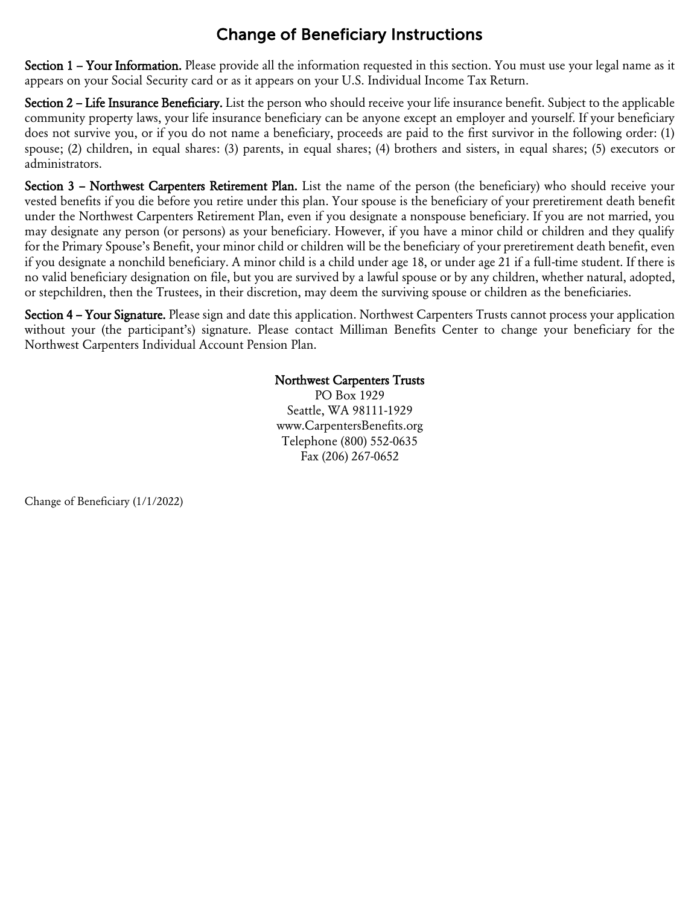# Change of Beneficiary Instructions

**Section 1 – Your Information.** Please provide all the information requested in this section. You must use your legal name as it appears on your Social Security card or as it appears on your U.S. Individual Income Tax Return.

**Section 2 – Life Insurance Beneficiary.** List the person who should receive your life insurance benefit. Subject to the applicable community property laws, your life insurance beneficiary can be anyone except an employer and yourself. If your beneficiary does not survive you, or if you do not name a beneficiary, proceeds are paid to the first survivor in the following order: (1) spouse; (2) children, in equal shares: (3) parents, in equal shares; (4) brothers and sisters, in equal shares; (5) executors or administrators.

**Section 3 – Northwest Carpenters Retirement Plan.** List the name of the person (the beneficiary) who should receive your vested benefits if you die before you retire under this plan. Your spouse is the beneficiary of your preretirement death benefit under the Northwest Carpenters Retirement Plan, even if you designate a nonspouse beneficiary. If you are not married, you may designate any person (or persons) as your beneficiary. However, if you have a minor child or children and they qualify for the Primary Spouse's Benefit, your minor child or children will be the beneficiary of your preretirement death benefit, even if you designate a nonchild beneficiary. A minor child is a child under age 18, or under age 21 if a full-time student. If there is no valid beneficiary designation on file, but you are survived by a lawful spouse or by any children, whether natural, adopted, or stepchildren, then the Trustees, in their discretion, may deem the surviving spouse or children as the beneficiaries.

**Section 4 – Your Signature.** Please sign and date this application. Northwest Carpenters Trusts cannot process your application without your (the participant's) signature. Please contact Milliman Benefits Center to change your beneficiary for the Northwest Carpenters Individual Account Pension Plan.

**Northwest Carpenters Trusts**
PO Box 1929
Seattle, WA 98111-1929
www.CarpentersBenefits.org
Telephone (800) 552-0635
Fax (206) 267-0652

Change of Beneficiary (1/1/2022)